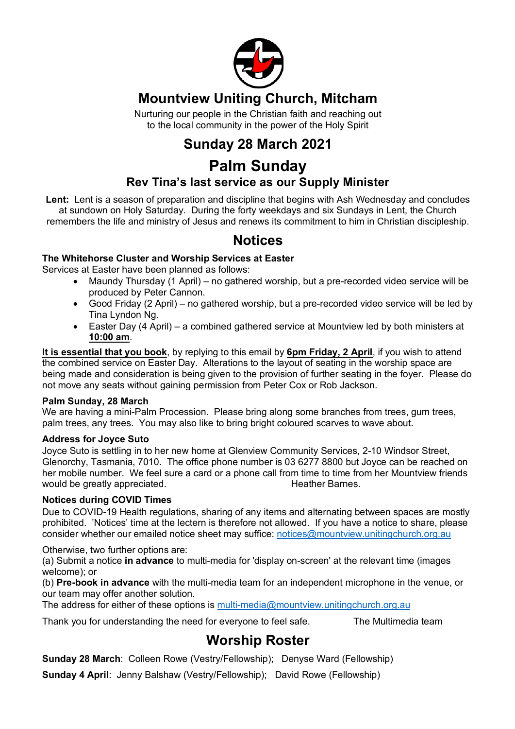# Mountview Uniting Church, Mitcham

Nurturing our people in the Christian faith and reaching out to the local community in the power of the Holy Spirit

## Sunday 28 March 2021

## Palm Sunday

### Rev Tina's last service as our Supply Minister

**Lent:** Lent is a season of preparation and discipline that begins with Ash Wednesday and concludes at sundown on Holy Saturday. During the forty weekdays and six Sundays in Lent, the Church remembers the life and ministry of Jesus and renews its commitment to him in Christian discipleship.

## Notices

**The Whitehorse Cluster and Worship Services at Easter**

Services at Easter have been planned as follows:

- Maundy Thursday (1 April) – no gathered worship, but a pre-recorded video service will be produced by Peter Cannon.
- Good Friday (2 April) – no gathered worship, but a pre-recorded video service will be led by Tina Lyndon Ng.
- Easter Day (4 April) – a combined gathered service at Mountview led by both ministers at **10:00 am**.

**It is essential that you book**, by replying to this email by **6pm Friday, 2 April**, if you wish to attend the combined service on Easter Day. Alterations to the layout of seating in the worship space are being made and consideration is being given to the provision of further seating in the foyer. Please do not move any seats without gaining permission from Peter Cox or Rob Jackson.

**Palm Sunday, 28 March**

We are having a mini-Palm Procession. Please bring along some branches from trees, gum trees, palm trees, any trees. You may also like to bring bright coloured scarves to wave about.

**Address for Joyce Suto**

Joyce Suto is settling in to her new home at Glenview Community Services, 2-10 Windsor Street, Glenorchy, Tasmania, 7010. The office phone number is 03 6277 8800 but Joyce can be reached on her mobile number. We feel sure a card or a phone call from time to time from her Mountview friends would be greatly appreciated. Heather Barnes.

**Notices during COVID Times**

Due to COVID-19 Health regulations, sharing of any items and alternating between spaces are mostly prohibited. 'Notices' time at the lectern is therefore not allowed. If you have a notice to share, please consider whether our emailed notice sheet may suffice: notices@mountview.unitingchurch.org.au

Otherwise, two further options are:

(a) Submit a notice **in advance** to multi-media for 'display on-screen' at the relevant time (images welcome); or

(b) **Pre-book in advance** with the multi-media team for an independent microphone in the venue, or our team may offer another solution.

The address for either of these options is multi-media@mountview.unitingchurch.org.au

Thank you for understanding the need for everyone to feel safe. The Multimedia team

## Worship Roster

**Sunday 28 March**: Colleen Rowe (Vestry/Fellowship); Denyse Ward (Fellowship)

**Sunday 4 April**: Jenny Balshaw (Vestry/Fellowship); David Rowe (Fellowship)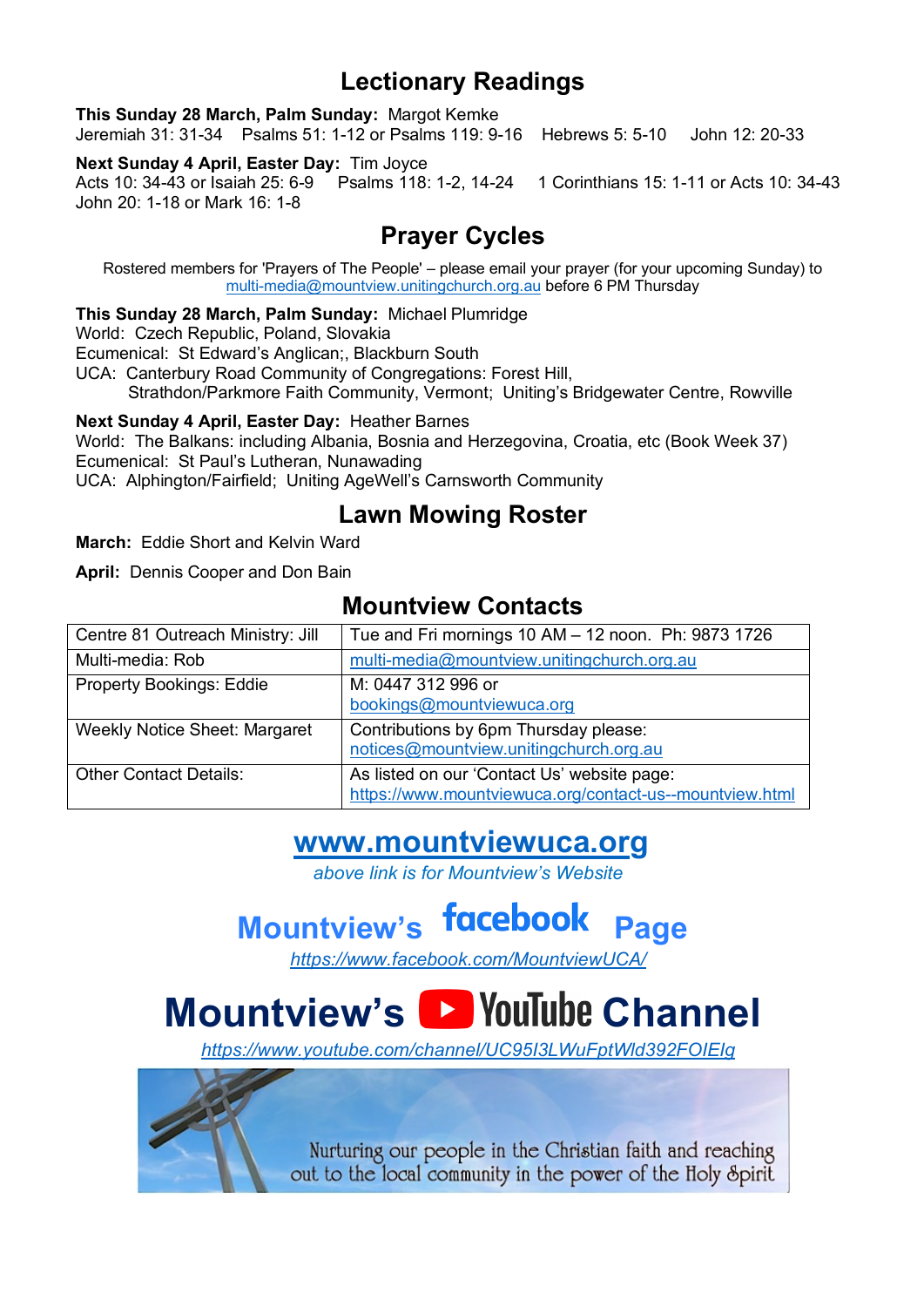## Lectionary Readings

**This Sunday 28 March, Palm Sunday:** Margot Kemke
Jeremiah 31: 31-34 Psalms 51: 1-12 or Psalms 119: 9-16 Hebrews 5: 5-10 John 12: 20-33

**Next Sunday 4 April, Easter Day:** Tim Joyce
Acts 10: 34-43 or Isaiah 25: 6-9 Psalms 118: 1-2, 14-24 1 Corinthians 15: 1-11 or Acts 10: 34-43
John 20: 1-18 or Mark 16: 1-8

## Prayer Cycles

Rostered members for 'Prayers of The People' – please email your prayer (for your upcoming Sunday) to multi-media@mountview.unitingchurch.org.au before 6 PM Thursday

**This Sunday 28 March, Palm Sunday:** Michael Plumridge
World: Czech Republic, Poland, Slovakia
Ecumenical: St Edward's Anglican;, Blackburn South
UCA: Canterbury Road Community of Congregations: Forest Hill,
Strathdon/Parkmore Faith Community, Vermont; Uniting's Bridgewater Centre, Rowville

**Next Sunday 4 April, Easter Day:** Heather Barnes
World: The Balkans: including Albania, Bosnia and Herzegovina, Croatia, etc (Book Week 37)
Ecumenical: St Paul's Lutheran, Nunawading
UCA: Alphington/Fairfield; Uniting AgeWell's Carnsworth Community

## Lawn Mowing Roster

**March:** Eddie Short and Kelvin Ward

**April:** Dennis Cooper and Don Bain

## Mountview Contacts

| | |
|---|---|
| Centre 81 Outreach Ministry: Jill | Tue and Fri mornings 10 AM – 12 noon. Ph: 9873 1726 |
| Multi-media: Rob | multi-media@mountview.unitingchurch.org.au |
| Property Bookings: Eddie | M: 0447 312 996 or bookings@mountviewuca.org |
| Weekly Notice Sheet: Margaret | Contributions by 6pm Thursday please: notices@mountview.unitingchurch.org.au |
| Other Contact Details: | As listed on our 'Contact Us' website page: https://www.mountviewuca.org/contact-us--mountview.html |

## www.mountviewuca.org

*above link is for Mountview's Website*

## Mountview's facebook Page

*https://www.facebook.com/MountviewUCA/*

# Mountview's YouTube Channel

*https://www.youtube.com/channel/UC95I3LWuFptWld392FOIEIg*

Nurturing our people in the Christian faith and reaching out to the local community in the power of the Holy Spirit